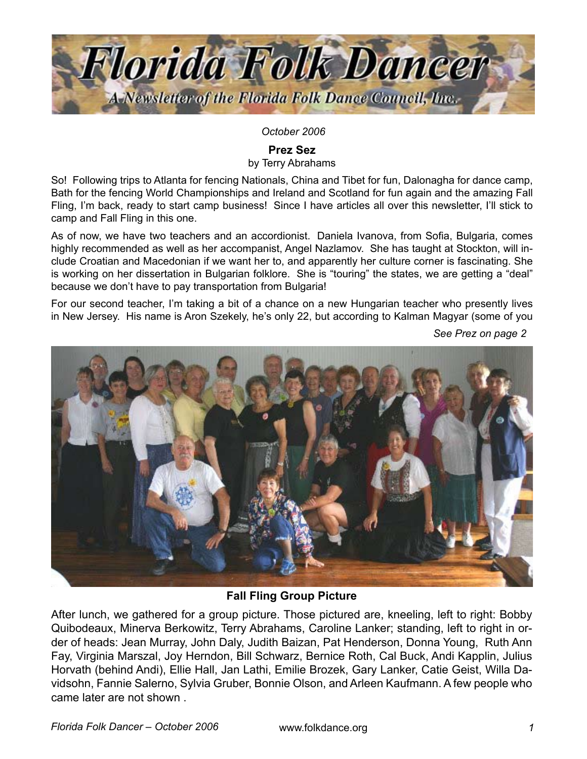# Florida Folk Dancer

A Newsletter of the Florida Folk Dance Council, Inc.

*October 2006*

## Prez Sez

by Terry Abrahams

So! Following trips to Atlanta for fencing Nationals, China and Tibet for fun, Dalonagha for dance camp, Bath for the fencing World Championships and Ireland and Scotland for fun again and the amazing Fall Fling, I'm back, ready to start camp business! Since I have articles all over this newsletter, I'll stick to camp and Fall Fling in this one.

As of now, we have two teachers and an accordionist. Daniela Ivanova, from Sofia, Bulgaria, comes highly recommended as well as her accompanist, Angel Nazlamov. She has taught at Stockton, will include Croatian and Macedonian if we want her to, and apparently her culture corner is fascinating. She is working on her dissertation in Bulgarian folklore. She is "touring" the states, we are getting a "deal" because we don't have to pay transportation from Bulgaria!

For our second teacher, I'm taking a bit of a chance on a new Hungarian teacher who presently lives in New Jersey. His name is Aron Szekely, he's only 22, but according to Kalman Magyar (some of you

*See Prez on page 2*

**Fall Fling Group Picture**

After lunch, we gathered for a group picture. Those pictured are, kneeling, left to right: Bobby Quibodeaux, Minerva Berkowitz, Terry Abrahams, Caroline Lanker; standing, left to right in order of heads: Jean Murray, John Daly, Judith Baizan, Pat Henderson, Donna Young, Ruth Ann Fay, Virginia Marszal, Joy Herndon, Bill Schwarz, Bernice Roth, Cal Buck, Andi Kapplin, Julius Horvath (behind Andi), Ellie Hall, Jan Lathi, Emilie Brozek, Gary Lanker, Catie Geist, Willa Davidsohn, Fannie Salerno, Sylvia Gruber, Bonnie Olson, and Arleen Kaufmann. A few people who came later are not shown .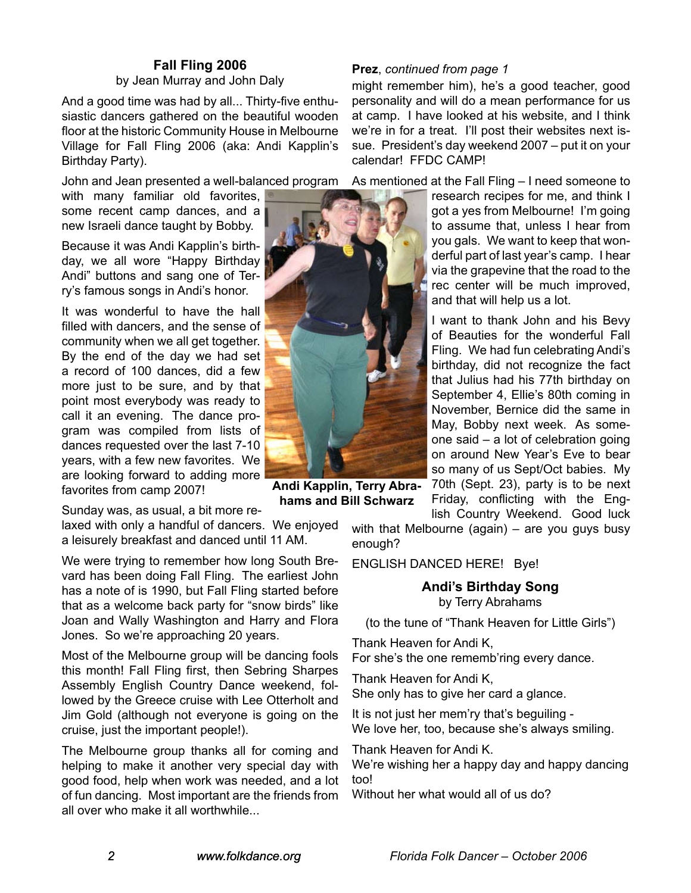## Fall Fling 2006

by Jean Murray and John Daly

And a good time was had by all... Thirty-five enthusiastic dancers gathered on the beautiful wooden floor at the historic Community House in Melbourne Village for Fall Fling 2006 (aka: Andi Kapplin's Birthday Party).

John and Jean presented a well-balanced program with many familiar old favorites, some recent camp dances, and a new Israeli dance taught by Bobby.

Because it was Andi Kapplin's birthday, we all wore "Happy Birthday Andi" buttons and sang one of Terry's famous songs in Andi's honor.

It was wonderful to have the hall filled with dancers, and the sense of community when we all get together. By the end of the day we had set a record of 100 dances, did a few more just to be sure, and by that point most everybody was ready to call it an evening. The dance program was compiled from lists of dances requested over the last 7-10 years, with a few new favorites. We are looking forward to adding more favorites from camp 2007!

**Andi Kapplin, Terry Abrahams and Bill Schwarz**

Sunday was, as usual, a bit more relaxed with only a handful of dancers. We enjoyed a leisurely breakfast and danced until 11 AM.

We were trying to remember how long South Brevard has been doing Fall Fling. The earliest John has a note of is 1990, but Fall Fling started before that as a welcome back party for "snow birds" like Joan and Wally Washington and Harry and Flora Jones. So we're approaching 20 years.

Most of the Melbourne group will be dancing fools this month! Fall Fling first, then Sebring Sharpes Assembly English Country Dance weekend, followed by the Greece cruise with Lee Otterholt and Jim Gold (although not everyone is going on the cruise, just the important people!).

The Melbourne group thanks all for coming and helping to make it another very special day with good food, help when work was needed, and a lot of fun dancing. Most important are the friends from all over who make it all worthwhile...

**Prez**, *continued from page 1*

might remember him), he's a good teacher, good personality and will do a mean performance for us at camp. I have looked at his website, and I think we're in for a treat. I'll post their websites next issue. President's day weekend 2007 – put it on your calendar! FFDC CAMP!

As mentioned at the Fall Fling – I need someone to research recipes for me, and think I got a yes from Melbourne! I'm going to assume that, unless I hear from you gals. We want to keep that wonderful part of last year's camp. I hear via the grapevine that the road to the rec center will be much improved, and that will help us a lot.

I want to thank John and his Bevy of Beauties for the wonderful Fall Fling. We had fun celebrating Andi's birthday, did not recognize the fact that Julius had his 77th birthday on September 4, Ellie's 80th coming in November, Bernice did the same in May, Bobby next week. As someone said – a lot of celebration going on around New Year's Eve to bear so many of us Sept/Oct babies. My 70th (Sept. 23), party is to be next Friday, conflicting with the English Country Weekend. Good luck with that Melbourne (again) – are you guys busy enough?

ENGLISH DANCED HERE! Bye!

### Andi's Birthday Song

by Terry Abrahams

(to the tune of "Thank Heaven for Little Girls")

Thank Heaven for Andi K,
For she's the one rememb'ring every dance.

Thank Heaven for Andi K,
She only has to give her card a glance.

It is not just her mem'ry that's beguiling -
We love her, too, because she's always smiling.

Thank Heaven for Andi K.
We're wishing her a happy day and happy dancing too!
Without her what would all of us do?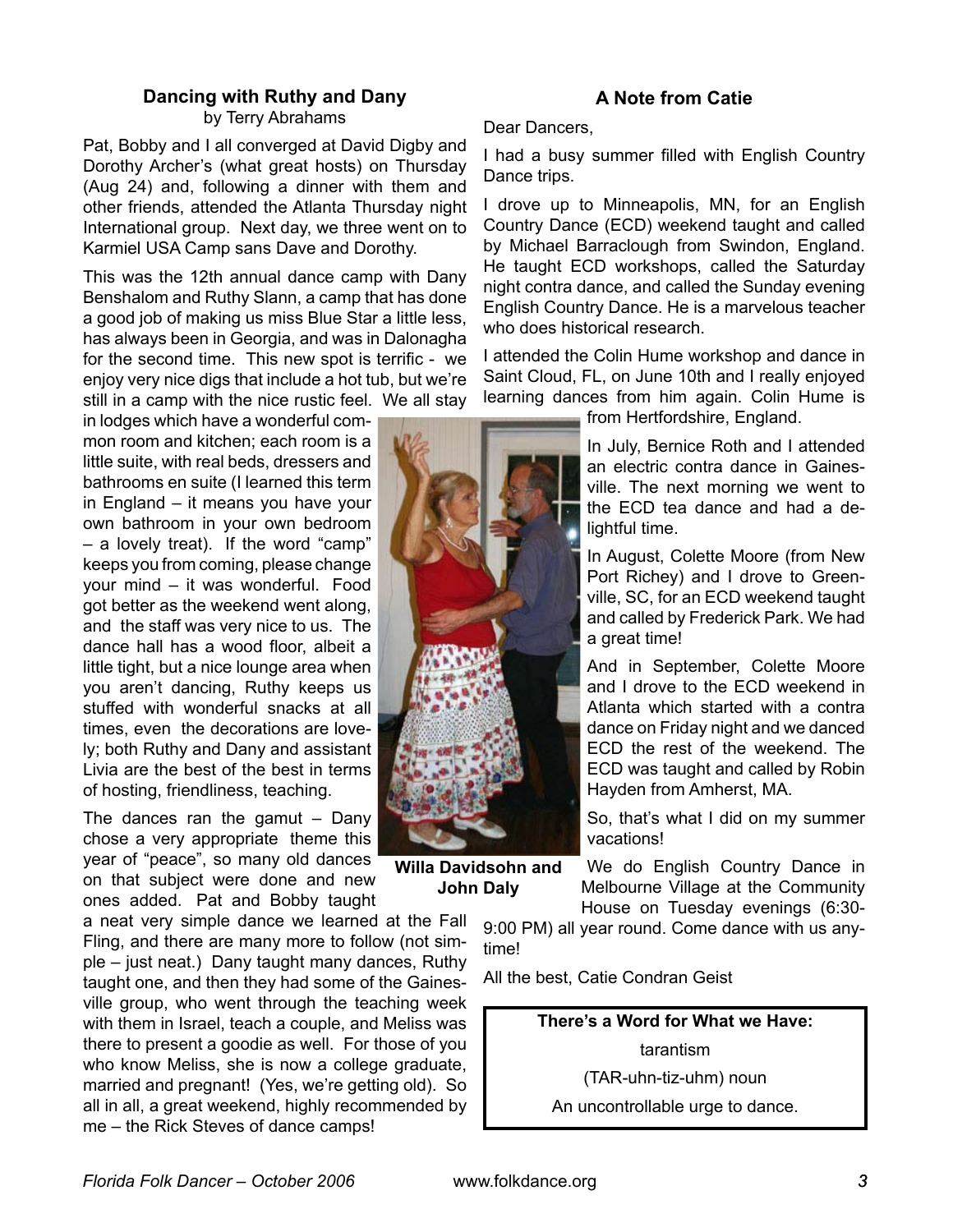## Dancing with Ruthy and Dany

by Terry Abrahams

Pat, Bobby and I all converged at David Digby and Dorothy Archer's (what great hosts) on Thursday (Aug 24) and, following a dinner with them and other friends, attended the Atlanta Thursday night International group. Next day, we three went on to Karmiel USA Camp sans Dave and Dorothy.

This was the 12th annual dance camp with Dany Benshalom and Ruthy Slann, a camp that has done a good job of making us miss Blue Star a little less, has always been in Georgia, and was in Dalonagha for the second time. This new spot is terrific - we enjoy very nice digs that include a hot tub, but we're still in a camp with the nice rustic feel. We all stay in lodges which have a wonderful common room and kitchen; each room is a little suite, with real beds, dressers and bathrooms en suite (I learned this term in England – it means you have your own bathroom in your own bedroom – a lovely treat). If the word "camp" keeps you from coming, please change your mind – it was wonderful. Food got better as the weekend went along, and the staff was very nice to us. The dance hall has a wood floor, albeit a little tight, but a nice lounge area when you aren't dancing, Ruthy keeps us stuffed with wonderful snacks at all times, even the decorations are lovely; both Ruthy and Dany and assistant Livia are the best of the best in terms of hosting, friendliness, teaching.

The dances ran the gamut – Dany chose a very appropriate theme this year of "peace", so many old dances on that subject were done and new ones added. Pat and Bobby taught a neat very simple dance we learned at the Fall Fling, and there are many more to follow (not simple – just neat.) Dany taught many dances, Ruthy taught one, and then they had some of the Gainesville group, who went through the teaching week with them in Israel, teach a couple, and Meliss was there to present a goodie as well. For those of you who know Meliss, she is now a college graduate, married and pregnant! (Yes, we're getting old). So all in all, a great weekend, highly recommended by me – the Rick Steves of dance camps!

**Willa Davidsohn and John Daly**

## A Note from Catie

Dear Dancers,

I had a busy summer filled with English Country Dance trips.

I drove up to Minneapolis, MN, for an English Country Dance (ECD) weekend taught and called by Michael Barraclough from Swindon, England. He taught ECD workshops, called the Saturday night contra dance, and called the Sunday evening English Country Dance. He is a marvelous teacher who does historical research.

I attended the Colin Hume workshop and dance in Saint Cloud, FL, on June 10th and I really enjoyed learning dances from him again. Colin Hume is from Hertfordshire, England.

In July, Bernice Roth and I attended an electric contra dance in Gainesville. The next morning we went to the ECD tea dance and had a delightful time.

In August, Colette Moore (from New Port Richey) and I drove to Greenville, SC, for an ECD weekend taught and called by Frederick Park. We had a great time!

And in September, Colette Moore and I drove to the ECD weekend in Atlanta which started with a contra dance on Friday night and we danced ECD the rest of the weekend. The ECD was taught and called by Robin Hayden from Amherst, MA.

So, that's what I did on my summer vacations!

We do English Country Dance in Melbourne Village at the Community House on Tuesday evenings (6:30-9:00 PM) all year round. Come dance with us anytime!

All the best, Catie Condran Geist

**There's a Word for What we Have:**

tarantism

(TAR-uhn-tiz-uhm) noun

An uncontrollable urge to dance.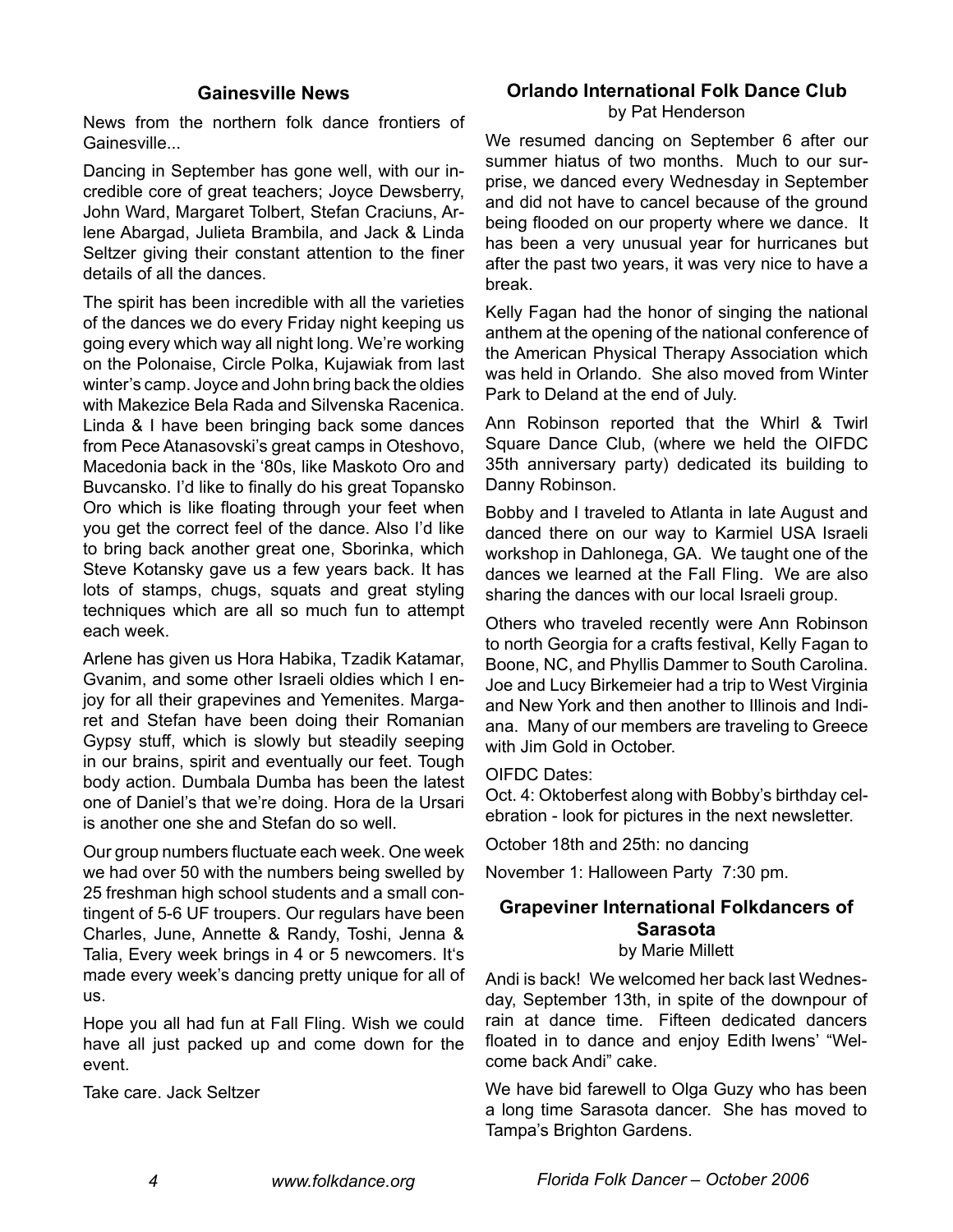## Gainesville News

News from the northern folk dance frontiers of Gainesville...

Dancing in September has gone well, with our incredible core of great teachers; Joyce Dewsberry, John Ward, Margaret Tolbert, Stefan Craciuns, Arlene Abargad, Julieta Brambila, and Jack & Linda Seltzer giving their constant attention to the finer details of all the dances.

The spirit has been incredible with all the varieties of the dances we do every Friday night keeping us going every which way all night long. We're working on the Polonaise, Circle Polka, Kujawiak from last winter's camp. Joyce and John bring back the oldies with Makezice Bela Rada and Silvenska Racenica. Linda & I have been bringing back some dances from Pece Atanasovski's great camps in Oteshovo, Macedonia back in the '80s, like Maskoto Oro and Buvcansko. I'd like to finally do his great Topansko Oro which is like floating through your feet when you get the correct feel of the dance. Also I'd like to bring back another great one, Sborinka, which Steve Kotansky gave us a few years back. It has lots of stamps, chugs, squats and great styling techniques which are all so much fun to attempt each week.

Arlene has given us Hora Habika, Tzadik Katamar, Gvanim, and some other Israeli oldies which I enjoy for all their grapevines and Yemenites. Margaret and Stefan have been doing their Romanian Gypsy stuff, which is slowly but steadily seeping in our brains, spirit and eventually our feet. Tough body action. Dumbala Dumba has been the latest one of Daniel's that we're doing. Hora de la Ursari is another one she and Stefan do so well.

Our group numbers fluctuate each week. One week we had over 50 with the numbers being swelled by 25 freshman high school students and a small contingent of 5-6 UF troupers. Our regulars have been Charles, June, Annette & Randy, Toshi, Jenna & Talia, Every week brings in 4 or 5 newcomers. It's made every week's dancing pretty unique for all of us.

Hope you all had fun at Fall Fling. Wish we could have all just packed up and come down for the event.

Take care. Jack Seltzer

## Orlando International Folk Dance Club

by Pat Henderson

We resumed dancing on September 6 after our summer hiatus of two months. Much to our surprise, we danced every Wednesday in September and did not have to cancel because of the ground being flooded on our property where we dance. It has been a very unusual year for hurricanes but after the past two years, it was very nice to have a break.

Kelly Fagan had the honor of singing the national anthem at the opening of the national conference of the American Physical Therapy Association which was held in Orlando. She also moved from Winter Park to Deland at the end of July.

Ann Robinson reported that the Whirl & Twirl Square Dance Club, (where we held the OIFDC 35th anniversary party) dedicated its building to Danny Robinson.

Bobby and I traveled to Atlanta in late August and danced there on our way to Karmiel USA Israeli workshop in Dahlonega, GA. We taught one of the dances we learned at the Fall Fling. We are also sharing the dances with our local Israeli group.

Others who traveled recently were Ann Robinson to north Georgia for a crafts festival, Kelly Fagan to Boone, NC, and Phyllis Dammer to South Carolina. Joe and Lucy Birkemeier had a trip to West Virginia and New York and then another to Illinois and Indiana. Many of our members are traveling to Greece with Jim Gold in October.

OIFDC Dates:

Oct. 4: Oktoberfest along with Bobby's birthday celebration - look for pictures in the next newsletter.

October 18th and 25th: no dancing

November 1: Halloween Party 7:30 pm.

## Grapeviner International Folkdancers of Sarasota

by Marie Millett

Andi is back! We welcomed her back last Wednesday, September 13th, in spite of the downpour of rain at dance time. Fifteen dedicated dancers floated in to dance and enjoy Edith Iwens' "Welcome back Andi" cake.

We have bid farewell to Olga Guzy who has been a long time Sarasota dancer. She has moved to Tampa's Brighton Gardens.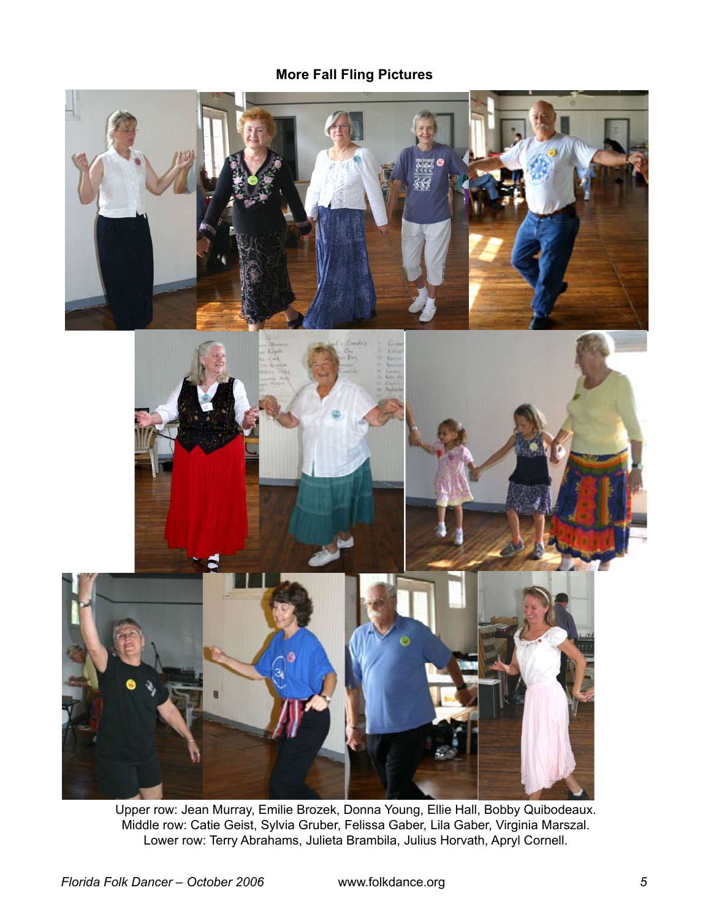**More Fall Fling Pictures**

Upper row: Jean Murray, Emilie Brozek, Donna Young, Ellie Hall, Bobby Quibodeaux.
Middle row: Catie Geist, Sylvia Gruber, Felissa Gaber, Lila Gaber, Virginia Marszal.
Lower row: Terry Abrahams, Julieta Brambila, Julius Horvath, Apryl Cornell.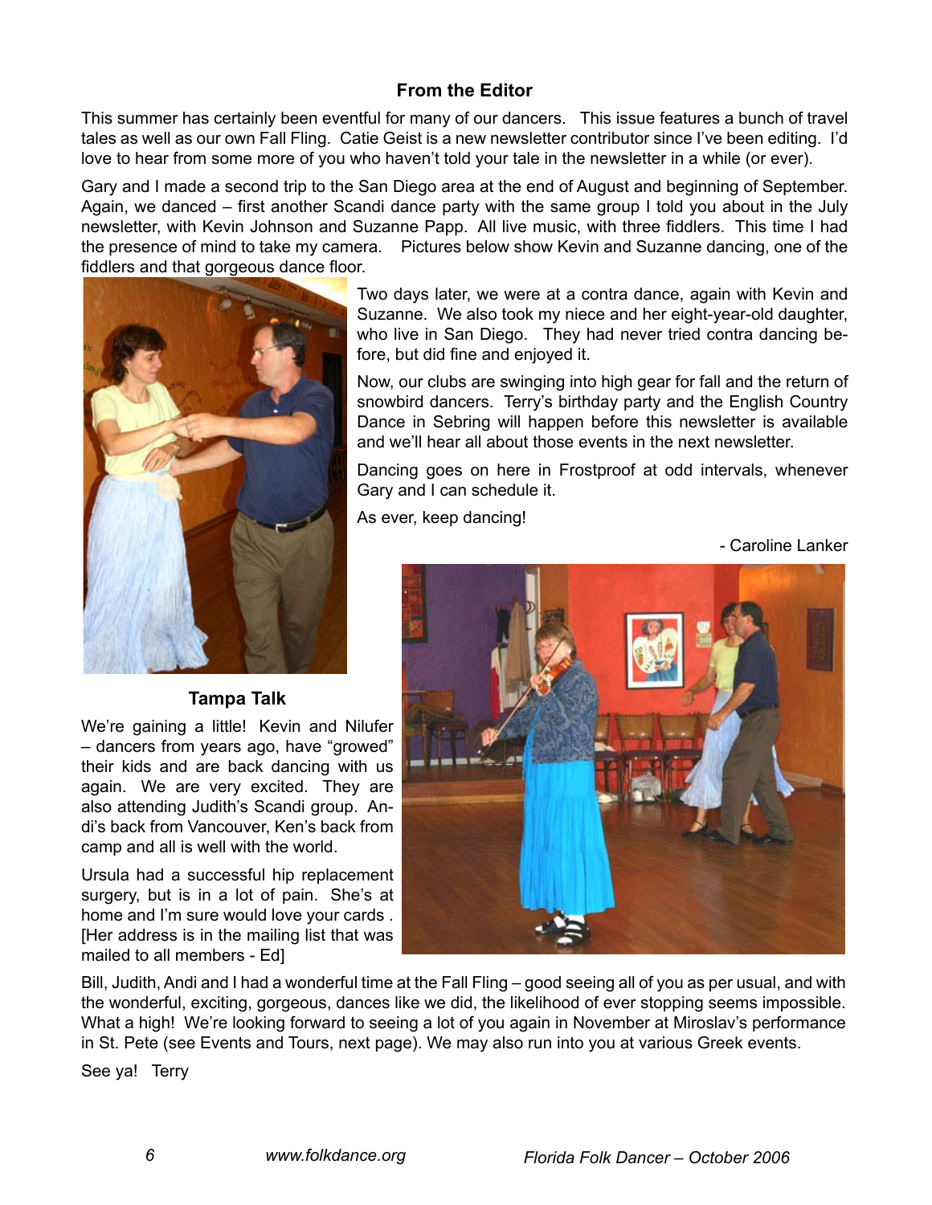## From the Editor

This summer has certainly been eventful for many of our dancers. This issue features a bunch of travel tales as well as our own Fall Fling. Catie Geist is a new newsletter contributor since I've been editing. I'd love to hear from some more of you who haven't told your tale in the newsletter in a while (or ever).

Gary and I made a second trip to the San Diego area at the end of August and beginning of September. Again, we danced – first another Scandi dance party with the same group I told you about in the July newsletter, with Kevin Johnson and Suzanne Papp. All live music, with three fiddlers. This time I had the presence of mind to take my camera. Pictures below show Kevin and Suzanne dancing, one of the fiddlers and that gorgeous dance floor.

Two days later, we were at a contra dance, again with Kevin and Suzanne. We also took my niece and her eight-year-old daughter, who live in San Diego. They had never tried contra dancing before, but did fine and enjoyed it.

Now, our clubs are swinging into high gear for fall and the return of snowbird dancers. Terry's birthday party and the English Country Dance in Sebring will happen before this newsletter is available and we'll hear all about those events in the next newsletter.

Dancing goes on here in Frostproof at odd intervals, whenever Gary and I can schedule it.

As ever, keep dancing!

- Caroline Lanker

## Tampa Talk

We're gaining a little! Kevin and Nilufer – dancers from years ago, have "growed" their kids and are back dancing with us again. We are very excited. They are also attending Judith's Scandi group. Andi's back from Vancouver, Ken's back from camp and all is well with the world.

Ursula had a successful hip replacement surgery, but is in a lot of pain. She's at home and I'm sure would love your cards . [Her address is in the mailing list that was mailed to all members - Ed]

Bill, Judith, Andi and I had a wonderful time at the Fall Fling – good seeing all of you as per usual, and with the wonderful, exciting, gorgeous, dances like we did, the likelihood of ever stopping seems impossible. What a high! We're looking forward to seeing a lot of you again in November at Miroslav's performance in St. Pete (see Events and Tours, next page). We may also run into you at various Greek events.

See ya! Terry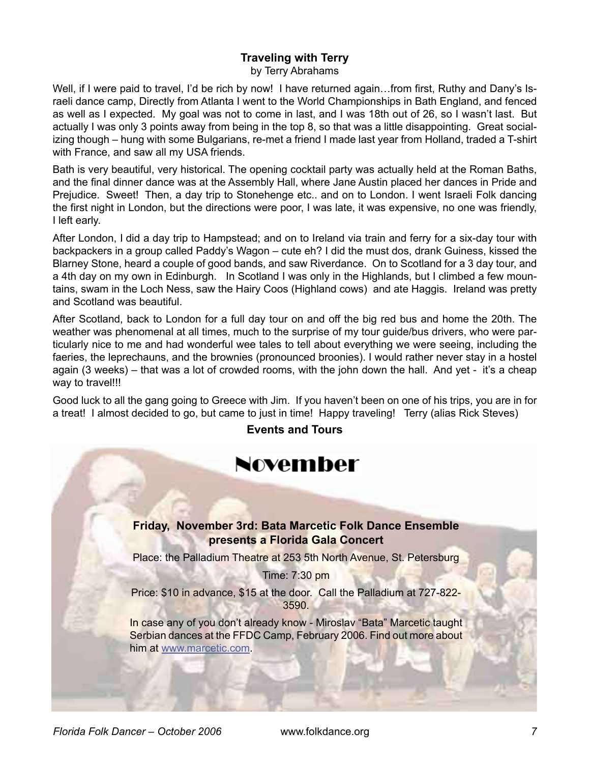## Traveling with Terry

by Terry Abrahams

Well, if I were paid to travel, I'd be rich by now! I have returned again…from first, Ruthy and Dany's Israeli dance camp, Directly from Atlanta I went to the World Championships in Bath England, and fenced as well as I expected. My goal was not to come in last, and I was 18th out of 26, so I wasn't last. But actually I was only 3 points away from being in the top 8, so that was a little disappointing. Great socializing though – hung with some Bulgarians, re-met a friend I made last year from Holland, traded a T-shirt with France, and saw all my USA friends.

Bath is very beautiful, very historical. The opening cocktail party was actually held at the Roman Baths, and the final dinner dance was at the Assembly Hall, where Jane Austin placed her dances in Pride and Prejudice. Sweet! Then, a day trip to Stonehenge etc.. and on to London. I went Israeli Folk dancing the first night in London, but the directions were poor, I was late, it was expensive, no one was friendly, I left early.

After London, I did a day trip to Hampstead; and on to Ireland via train and ferry for a six-day tour with backpackers in a group called Paddy's Wagon – cute eh? I did the must dos, drank Guiness, kissed the Blarney Stone, heard a couple of good bands, and saw Riverdance. On to Scotland for a 3 day tour, and a 4th day on my own in Edinburgh. In Scotland I was only in the Highlands, but I climbed a few mountains, swam in the Loch Ness, saw the Hairy Coos (Highland cows) and ate Haggis. Ireland was pretty and Scotland was beautiful.

After Scotland, back to London for a full day tour on and off the big red bus and home the 20th. The weather was phenomenal at all times, much to the surprise of my tour guide/bus drivers, who were particularly nice to me and had wonderful wee tales to tell about everything we were seeing, including the faeries, the leprechauns, and the brownies (pronounced broonies). I would rather never stay in a hostel again (3 weeks) – that was a lot of crowded rooms, with the john down the hall. And yet - it's a cheap way to travel!!!

Good luck to all the gang going to Greece with Jim. If you haven't been on one of his trips, you are in for a treat! I almost decided to go, but came to just in time! Happy traveling! Terry (alias Rick Steves)

## Events and Tours

# November

**Friday, November 3rd: Bata Marcetic Folk Dance Ensemble presents a Florida Gala Concert**

Place: the Palladium Theatre at 253 5th North Avenue, St. Petersburg

Time: 7:30 pm

Price: $10 in advance, $15 at the door. Call the Palladium at 727-822-3590.

In case any of you don't already know - Miroslav "Bata" Marcetic taught Serbian dances at the FFDC Camp, February 2006. Find out more about him at www.marcetic.com.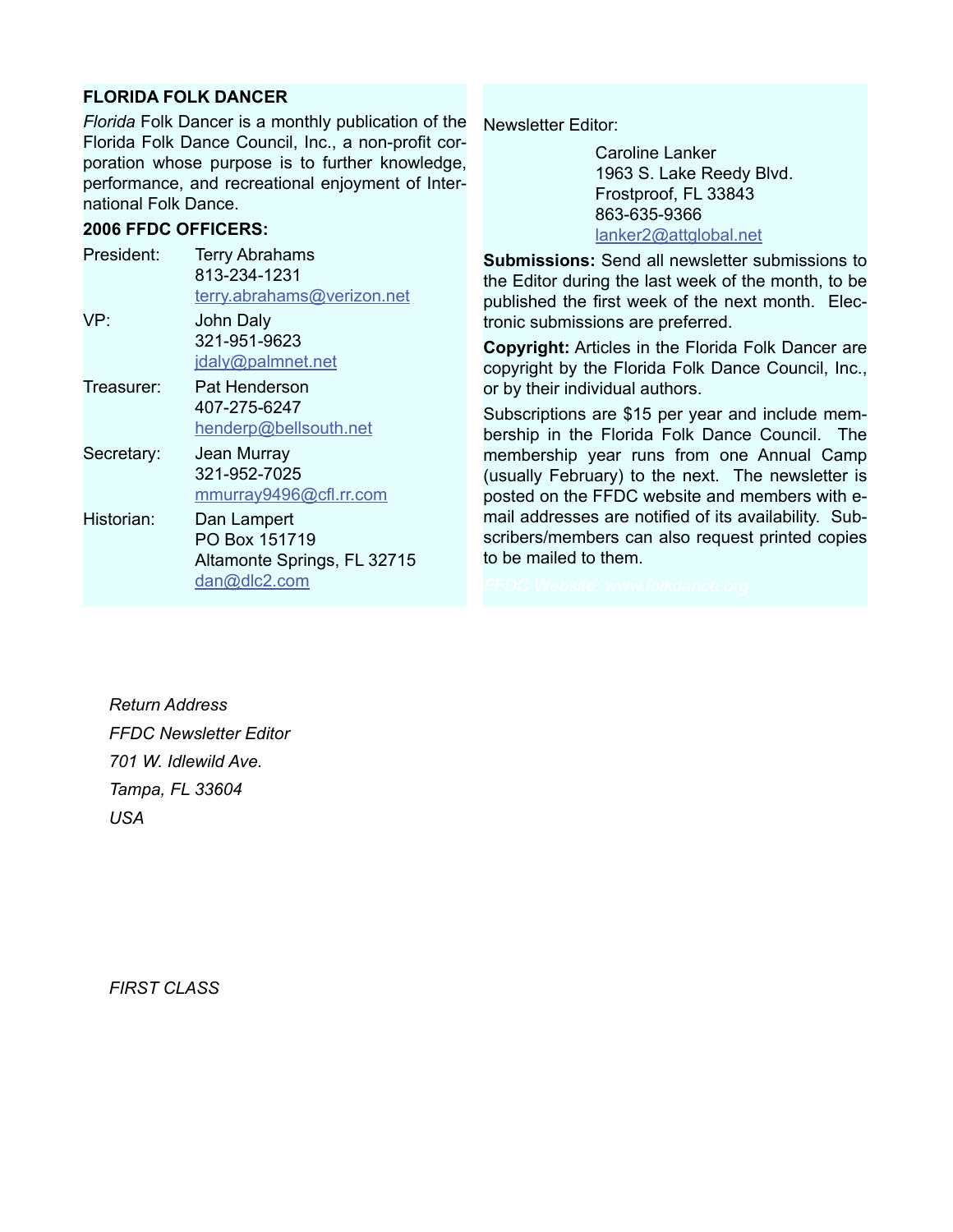## FLORIDA FOLK DANCER

*Florida* Folk Dancer is a monthly publication of the Florida Folk Dance Council, Inc., a non-profit corporation whose purpose is to further knowledge, performance, and recreational enjoyment of International Folk Dance.

### 2006 FFDC OFFICERS:

| | |
|---|---|
| President: | Terry Abrahams<br>813-234-1231<br>terry.abrahams@verizon.net |
| VP: | John Daly<br>321-951-9623<br>jdaly@palmnet.net |
| Treasurer: | Pat Henderson<br>407-275-6247<br>henderp@bellsouth.net |
| Secretary: | Jean Murray<br>321-952-7025<br>mmurray9496@cfl.rr.com |
| Historian: | Dan Lampert<br>PO Box 151719<br>Altamonte Springs, FL 32715<br>dan@dlc2.com |

Newsletter Editor:

Caroline Lanker
1963 S. Lake Reedy Blvd.
Frostproof, FL 33843
863-635-9366
lanker2@attglobal.net

**Submissions:** Send all newsletter submissions to the Editor during the last week of the month, to be published the first week of the next month. Electronic submissions are preferred.

**Copyright:** Articles in the Florida Folk Dancer are copyright by the Florida Folk Dance Council, Inc., or by their individual authors.

Subscriptions are $15 per year and include membership in the Florida Folk Dance Council. The membership year runs from one Annual Camp (usually February) to the next. The newsletter is posted on the FFDC website and members with e-mail addresses are notified of its availability. Subscribers/members can also request printed copies to be mailed to them.

*FFDC Website: www.folkdance.org*

*Return Address*
*FFDC Newsletter Editor*
*701 W. Idlewild Ave.*
*Tampa, FL 33604*
*USA*

*FIRST CLASS*